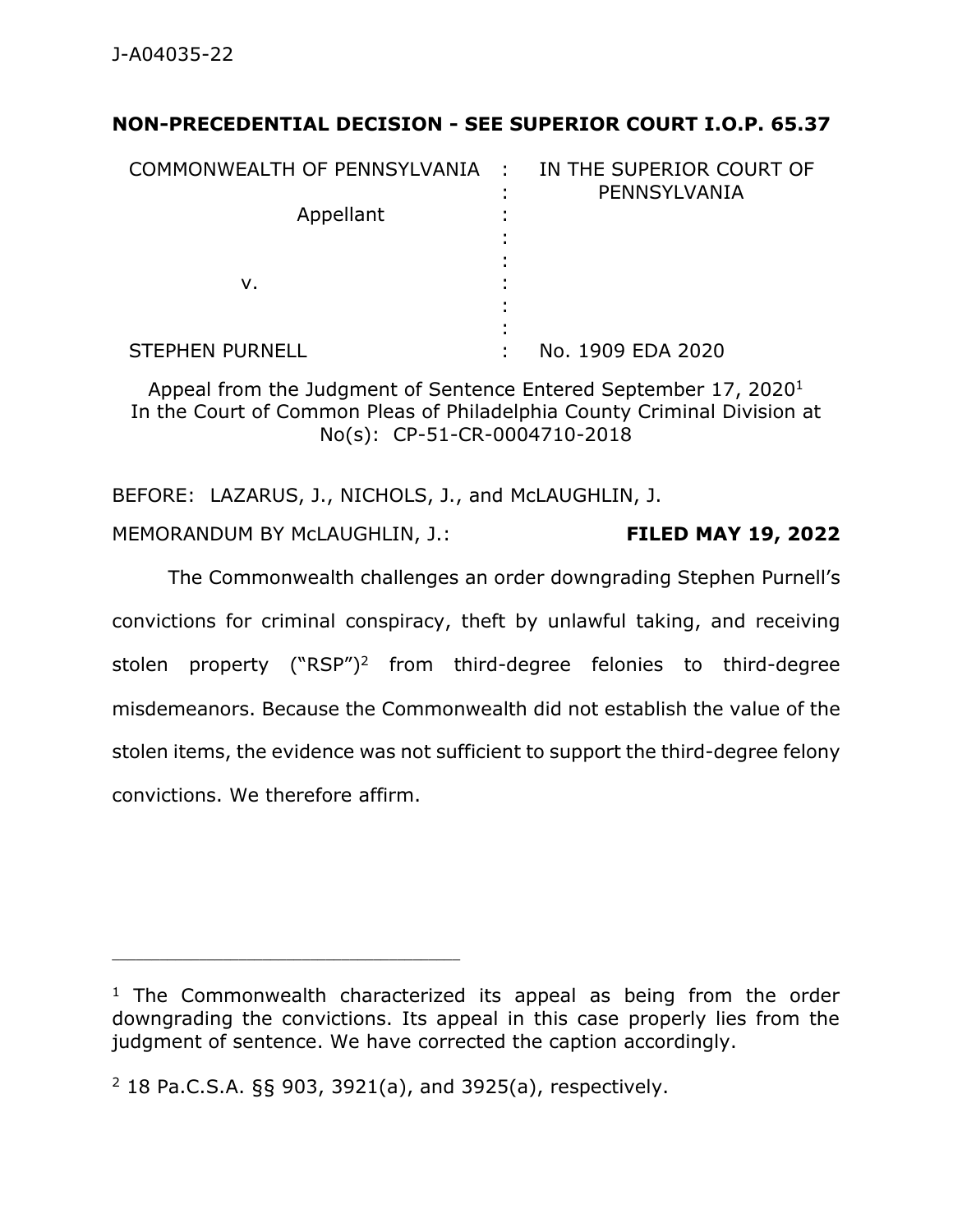J-A04035-22

**NON-PRECEDENTIAL DECISION - SEE SUPERIOR COURT I.O.P. 65.37**

| | | |
|---|---|---|
| COMMONWEALTH OF PENNSYLVANIA | : | IN THE SUPERIOR COURT OF PENNSYLVANIA |
| Appellant | : | |
| | : | |
| v. | : | |
| | : | |
| STEPHEN PURNELL | : | No. 1909 EDA 2020 |

Appeal from the Judgment of Sentence Entered September 17, 2020[1]
In the Court of Common Pleas of Philadelphia County Criminal Division at No(s): CP-51-CR-0004710-2018

BEFORE: LAZARUS, J., NICHOLS, J., and McLAUGHLIN, J.

MEMORANDUM BY McLAUGHLIN, J.: **FILED MAY 19, 2022**

The Commonwealth challenges an order downgrading Stephen Purnell's convictions for criminal conspiracy, theft by unlawful taking, and receiving stolen property ("RSP")[2] from third-degree felonies to third-degree misdemeanors. Because the Commonwealth did not establish the value of the stolen items, the evidence was not sufficient to support the third-degree felony convictions. We therefore affirm.

---

[1] The Commonwealth characterized its appeal as being from the order downgrading the convictions. Its appeal in this case properly lies from the judgment of sentence. We have corrected the caption accordingly.

[2] 18 Pa.C.S.A. §§ 903, 3921(a), and 3925(a), respectively.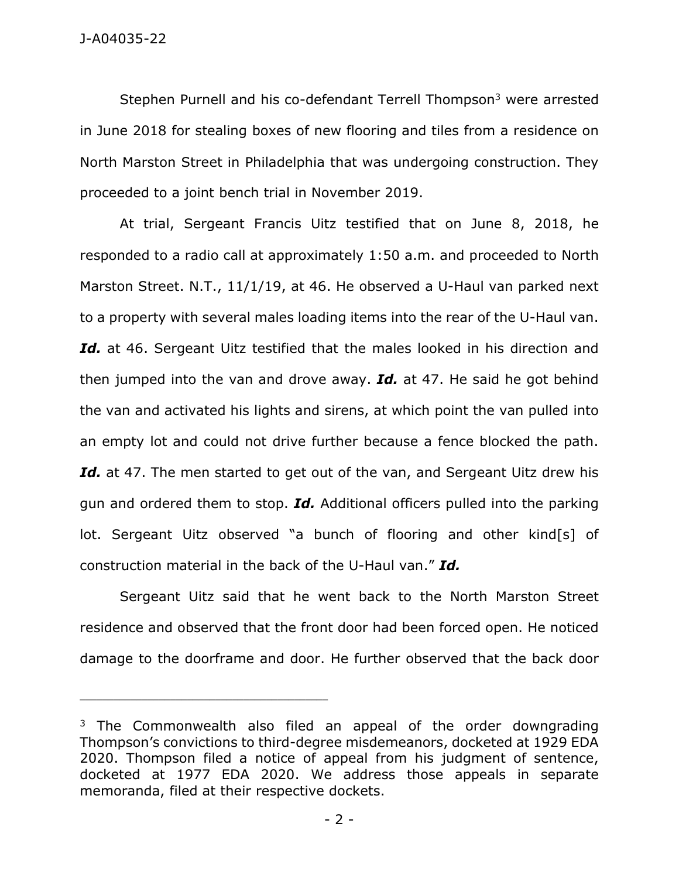Stephen Purnell and his co-defendant Terrell Thompson[3] were arrested in June 2018 for stealing boxes of new flooring and tiles from a residence on North Marston Street in Philadelphia that was undergoing construction. They proceeded to a joint bench trial in November 2019.

At trial, Sergeant Francis Uitz testified that on June 8, 2018, he responded to a radio call at approximately 1:50 a.m. and proceeded to North Marston Street. N.T., 11/1/19, at 46. He observed a U-Haul van parked next to a property with several males loading items into the rear of the U-Haul van. ***Id.*** at 46. Sergeant Uitz testified that the males looked in his direction and then jumped into the van and drove away. ***Id.*** at 47. He said he got behind the van and activated his lights and sirens, at which point the van pulled into an empty lot and could not drive further because a fence blocked the path. ***Id.*** at 47. The men started to get out of the van, and Sergeant Uitz drew his gun and ordered them to stop. ***Id.*** Additional officers pulled into the parking lot. Sergeant Uitz observed "a bunch of flooring and other kind[s] of construction material in the back of the U-Haul van." ***Id.***

Sergeant Uitz said that he went back to the North Marston Street residence and observed that the front door had been forced open. He noticed damage to the doorframe and door. He further observed that the back door

---

[3] The Commonwealth also filed an appeal of the order downgrading Thompson's convictions to third-degree misdemeanors, docketed at 1929 EDA 2020. Thompson filed a notice of appeal from his judgment of sentence, docketed at 1977 EDA 2020. We address those appeals in separate memoranda, filed at their respective dockets.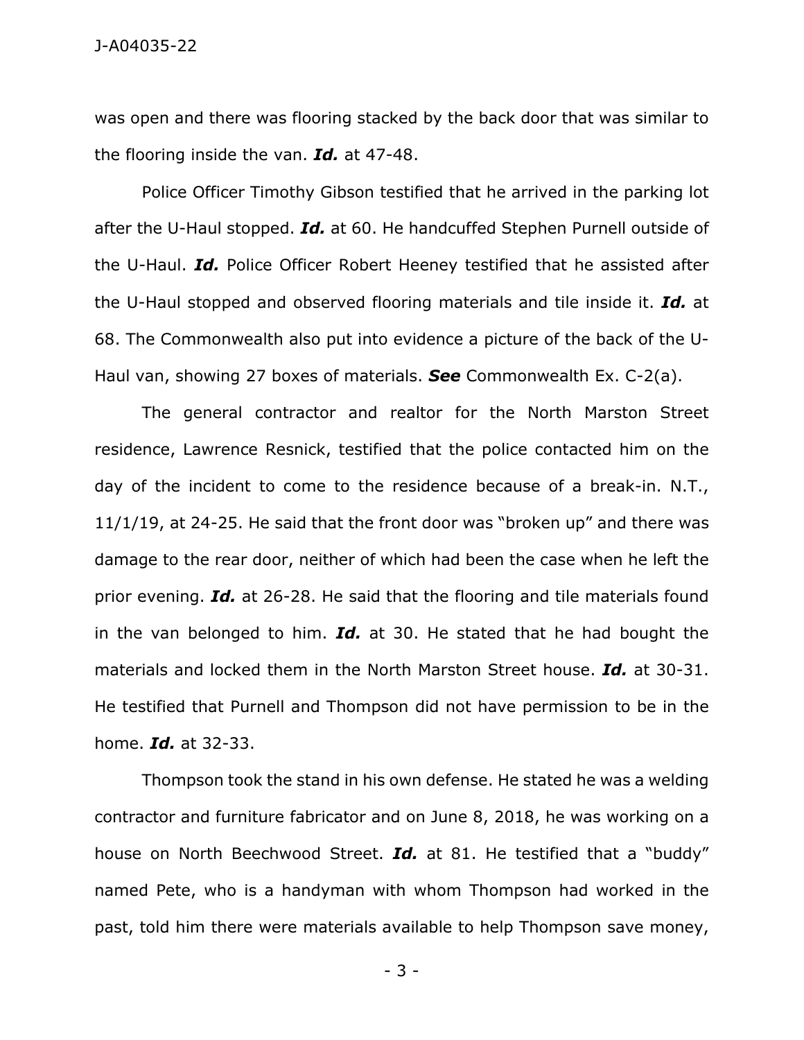was open and there was flooring stacked by the back door that was similar to the flooring inside the van. ***Id.*** at 47-48.

Police Officer Timothy Gibson testified that he arrived in the parking lot after the U-Haul stopped. ***Id.*** at 60. He handcuffed Stephen Purnell outside of the U-Haul. ***Id.*** Police Officer Robert Heeney testified that he assisted after the U-Haul stopped and observed flooring materials and tile inside it. ***Id.*** at 68. The Commonwealth also put into evidence a picture of the back of the U-Haul van, showing 27 boxes of materials. ***See*** Commonwealth Ex. C-2(a).

The general contractor and realtor for the North Marston Street residence, Lawrence Resnick, testified that the police contacted him on the day of the incident to come to the residence because of a break-in. N.T., 11/1/19, at 24-25. He said that the front door was "broken up" and there was damage to the rear door, neither of which had been the case when he left the prior evening. ***Id.*** at 26-28. He said that the flooring and tile materials found in the van belonged to him. ***Id.*** at 30. He stated that he had bought the materials and locked them in the North Marston Street house. ***Id.*** at 30-31. He testified that Purnell and Thompson did not have permission to be in the home. ***Id.*** at 32-33.

Thompson took the stand in his own defense. He stated he was a welding contractor and furniture fabricator and on June 8, 2018, he was working on a house on North Beechwood Street. ***Id.*** at 81. He testified that a "buddy" named Pete, who is a handyman with whom Thompson had worked in the past, told him there were materials available to help Thompson save money,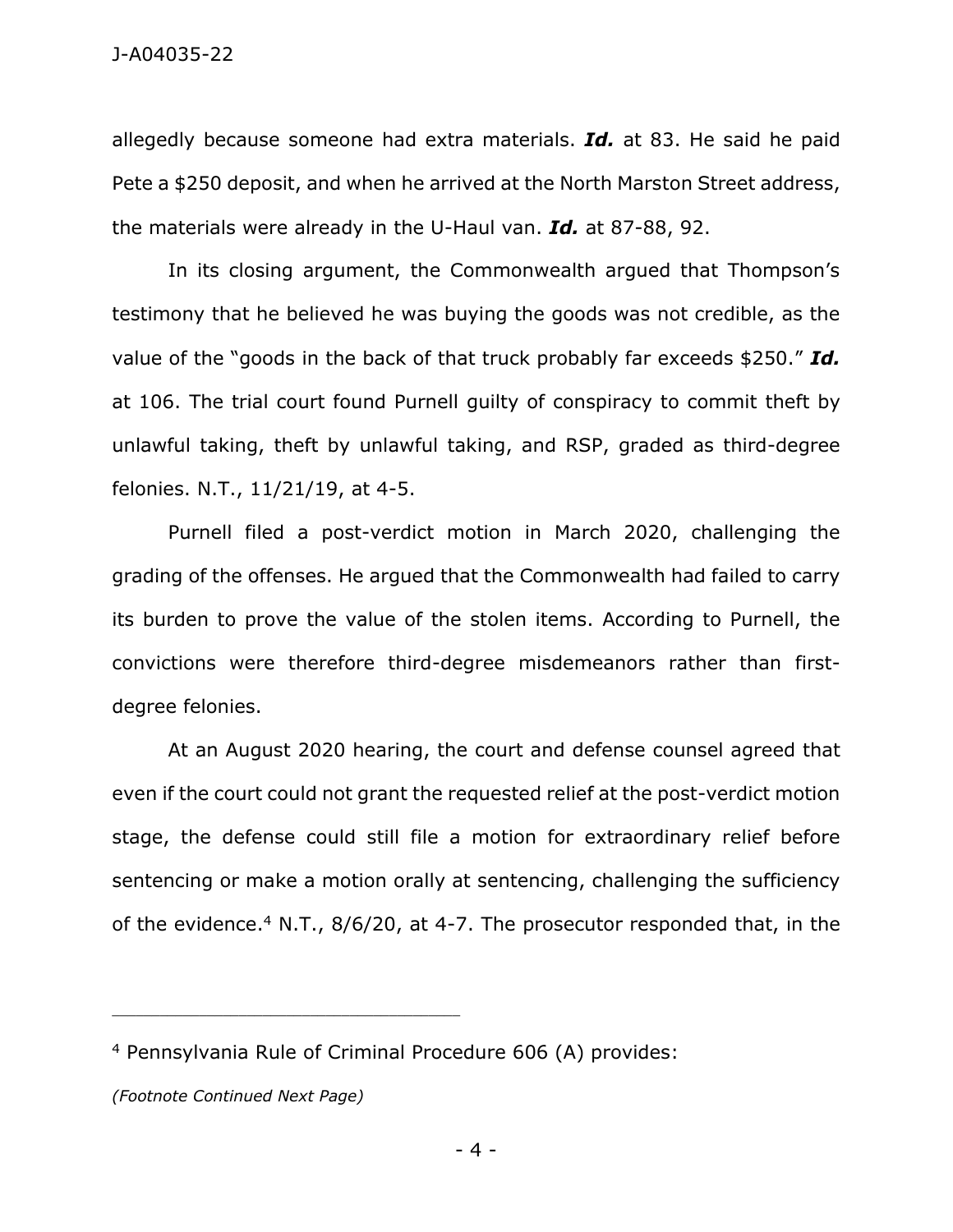allegedly because someone had extra materials. ***Id.*** at 83. He said he paid Pete a $250 deposit, and when he arrived at the North Marston Street address, the materials were already in the U-Haul van. ***Id.*** at 87-88, 92.

In its closing argument, the Commonwealth argued that Thompson's testimony that he believed he was buying the goods was not credible, as the value of the "goods in the back of that truck probably far exceeds $250." ***Id.*** at 106. The trial court found Purnell guilty of conspiracy to commit theft by unlawful taking, theft by unlawful taking, and RSP, graded as third-degree felonies. N.T., 11/21/19, at 4-5.

Purnell filed a post-verdict motion in March 2020, challenging the grading of the offenses. He argued that the Commonwealth had failed to carry its burden to prove the value of the stolen items. According to Purnell, the convictions were therefore third-degree misdemeanors rather than first-degree felonies.

At an August 2020 hearing, the court and defense counsel agreed that even if the court could not grant the requested relief at the post-verdict motion stage, the defense could still file a motion for extraordinary relief before sentencing or make a motion orally at sentencing, challenging the sufficiency of the evidence.[4] N.T., 8/6/20, at 4-7. The prosecutor responded that, in the

---

[4] Pennsylvania Rule of Criminal Procedure 606 (A) provides:

*(Footnote Continued Next Page)*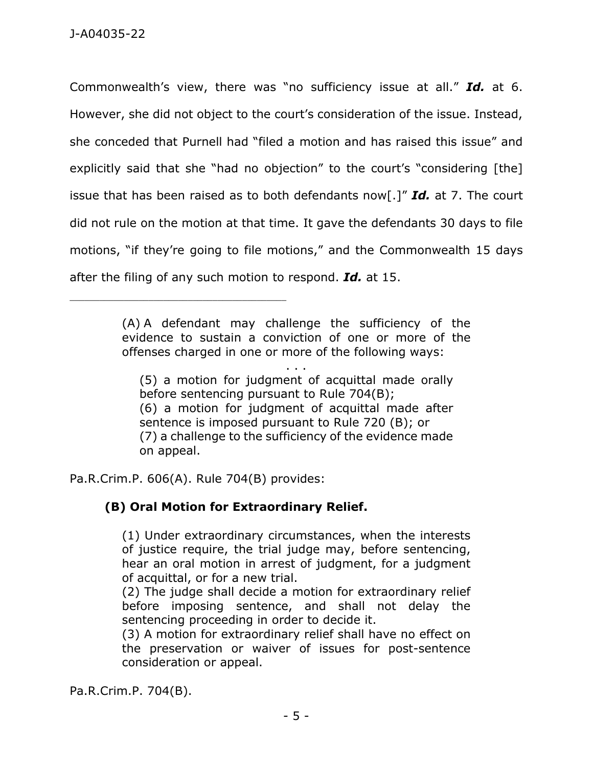Commonwealth's view, there was "no sufficiency issue at all." ***Id.*** at 6. However, she did not object to the court's consideration of the issue. Instead, she conceded that Purnell had "filed a motion and has raised this issue" and explicitly said that she "had no objection" to the court's "considering [the] issue that has been raised as to both defendants now[.]" ***Id.*** at 7. The court did not rule on the motion at that time. It gave the defendants 30 days to file motions, "if they're going to file motions," and the Commonwealth 15 days after the filing of any such motion to respond. ***Id.*** at 15.

---

> (A) A defendant may challenge the sufficiency of the evidence to sustain a conviction of one or more of the offenses charged in one or more of the following ways:
>
> . . .
>
> (5) a motion for judgment of acquittal made orally before sentencing pursuant to Rule 704(B);
> (6) a motion for judgment of acquittal made after sentence is imposed pursuant to Rule 720 (B); or
> (7) a challenge to the sufficiency of the evidence made on appeal.

Pa.R.Crim.P. 606(A). Rule 704(B) provides:

> **(B) Oral Motion for Extraordinary Relief.**
>
> (1) Under extraordinary circumstances, when the interests of justice require, the trial judge may, before sentencing, hear an oral motion in arrest of judgment, for a judgment of acquittal, or for a new trial.
> (2) The judge shall decide a motion for extraordinary relief before imposing sentence, and shall not delay the sentencing proceeding in order to decide it.
> (3) A motion for extraordinary relief shall have no effect on the preservation or waiver of issues for post-sentence consideration or appeal.

Pa.R.Crim.P. 704(B).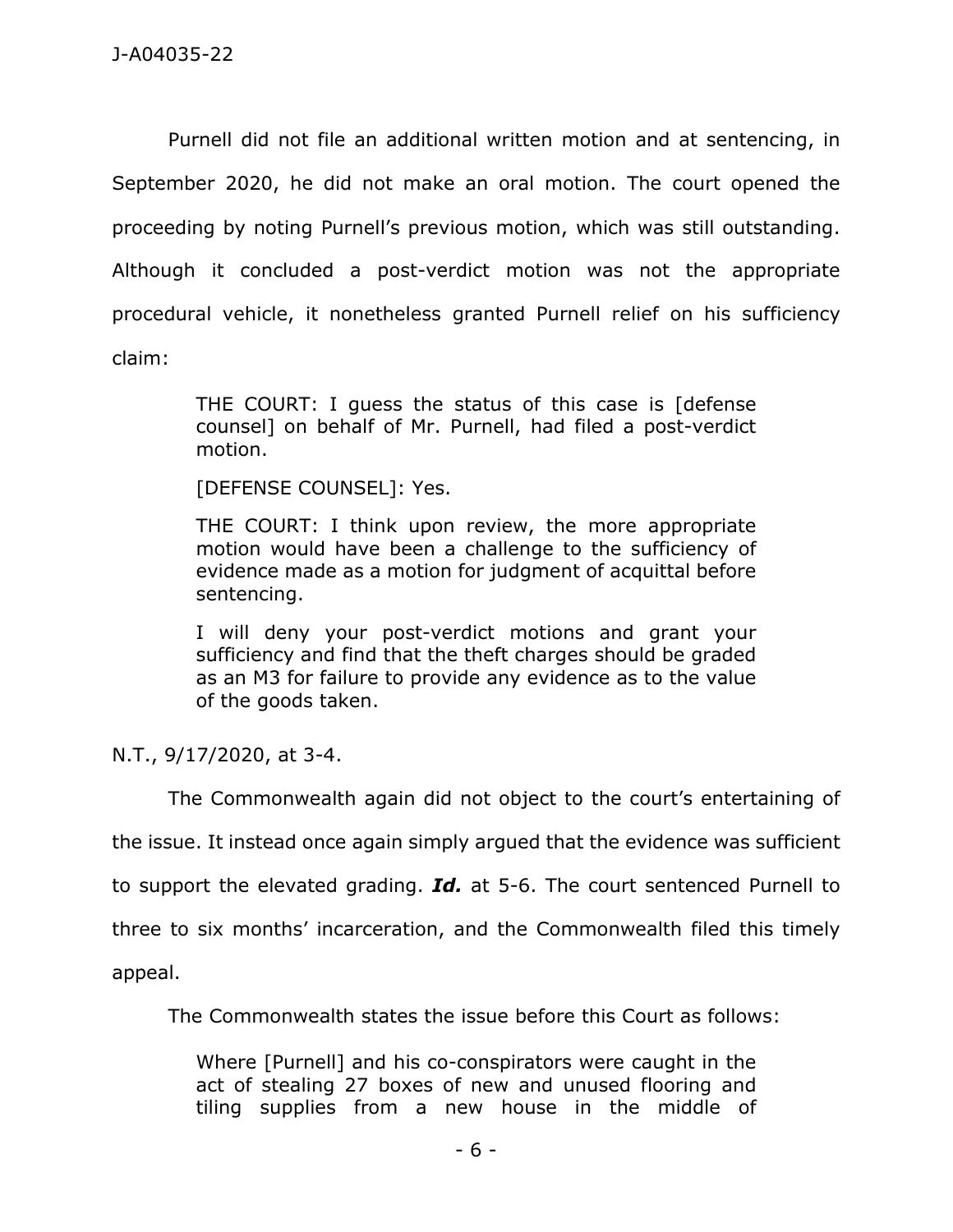Purnell did not file an additional written motion and at sentencing, in September 2020, he did not make an oral motion. The court opened the proceeding by noting Purnell's previous motion, which was still outstanding. Although it concluded a post-verdict motion was not the appropriate procedural vehicle, it nonetheless granted Purnell relief on his sufficiency claim:

> THE COURT: I guess the status of this case is [defense counsel] on behalf of Mr. Purnell, had filed a post-verdict motion.
>
> [DEFENSE COUNSEL]: Yes.
>
> THE COURT: I think upon review, the more appropriate motion would have been a challenge to the sufficiency of evidence made as a motion for judgment of acquittal before sentencing.
>
> I will deny your post-verdict motions and grant your sufficiency and find that the theft charges should be graded as an M3 for failure to provide any evidence as to the value of the goods taken.

N.T., 9/17/2020, at 3-4.

The Commonwealth again did not object to the court's entertaining of the issue. It instead once again simply argued that the evidence was sufficient to support the elevated grading. ***Id.*** at 5-6. The court sentenced Purnell to three to six months' incarceration, and the Commonwealth filed this timely appeal.

The Commonwealth states the issue before this Court as follows:

> Where [Purnell] and his co-conspirators were caught in the act of stealing 27 boxes of new and unused flooring and tiling supplies from a new house in the middle of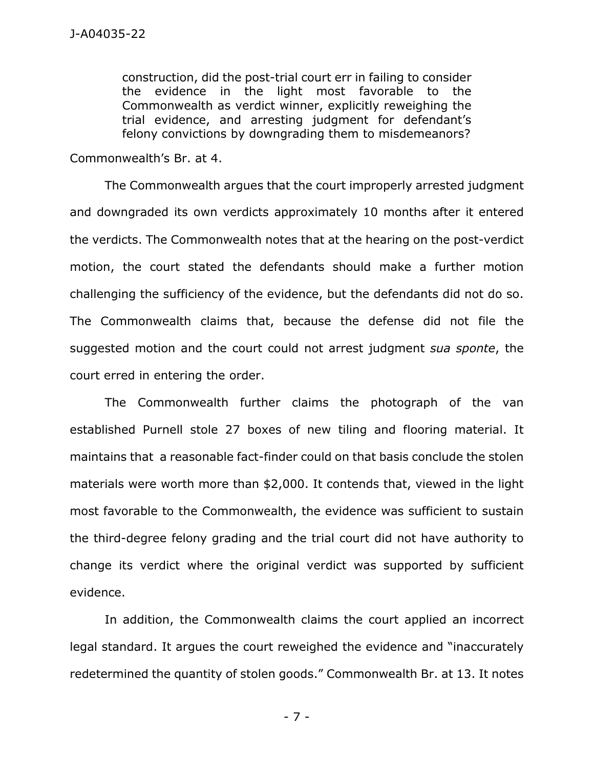> construction, did the post-trial court err in failing to consider the evidence in the light most favorable to the Commonwealth as verdict winner, explicitly reweighing the trial evidence, and arresting judgment for defendant's felony convictions by downgrading them to misdemeanors?

Commonwealth's Br. at 4.

The Commonwealth argues that the court improperly arrested judgment and downgraded its own verdicts approximately 10 months after it entered the verdicts. The Commonwealth notes that at the hearing on the post-verdict motion, the court stated the defendants should make a further motion challenging the sufficiency of the evidence, but the defendants did not do so. The Commonwealth claims that, because the defense did not file the suggested motion and the court could not arrest judgment *sua sponte*, the court erred in entering the order.

The Commonwealth further claims the photograph of the van established Purnell stole 27 boxes of new tiling and flooring material. It maintains that a reasonable fact-finder could on that basis conclude the stolen materials were worth more than $2,000. It contends that, viewed in the light most favorable to the Commonwealth, the evidence was sufficient to sustain the third-degree felony grading and the trial court did not have authority to change its verdict where the original verdict was supported by sufficient evidence.

In addition, the Commonwealth claims the court applied an incorrect legal standard. It argues the court reweighed the evidence and "inaccurately redetermined the quantity of stolen goods." Commonwealth Br. at 13. It notes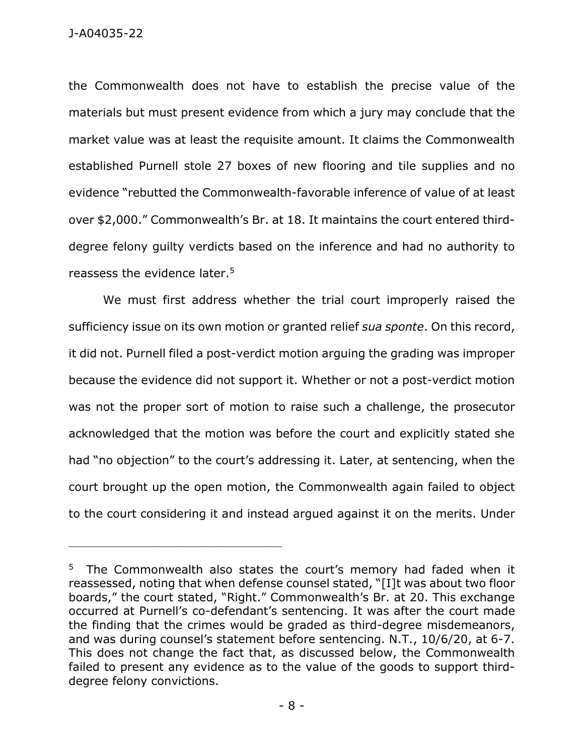the Commonwealth does not have to establish the precise value of the materials but must present evidence from which a jury may conclude that the market value was at least the requisite amount. It claims the Commonwealth established Purnell stole 27 boxes of new flooring and tile supplies and no evidence "rebutted the Commonwealth-favorable inference of value of at least over $2,000." Commonwealth's Br. at 18. It maintains the court entered third-degree felony guilty verdicts based on the inference and had no authority to reassess the evidence later.[5]

We must first address whether the trial court improperly raised the sufficiency issue on its own motion or granted relief *sua sponte*. On this record, it did not. Purnell filed a post-verdict motion arguing the grading was improper because the evidence did not support it. Whether or not a post-verdict motion was not the proper sort of motion to raise such a challenge, the prosecutor acknowledged that the motion was before the court and explicitly stated she had "no objection" to the court's addressing it. Later, at sentencing, when the court brought up the open motion, the Commonwealth again failed to object to the court considering it and instead argued against it on the merits. Under

---

[5] The Commonwealth also states the court's memory had faded when it reassessed, noting that when defense counsel stated, "[I]t was about two floor boards," the court stated, "Right." Commonwealth's Br. at 20. This exchange occurred at Purnell's co-defendant's sentencing. It was after the court made the finding that the crimes would be graded as third-degree misdemeanors, and was during counsel's statement before sentencing. N.T., 10/6/20, at 6-7. This does not change the fact that, as discussed below, the Commonwealth failed to present any evidence as to the value of the goods to support third-degree felony convictions.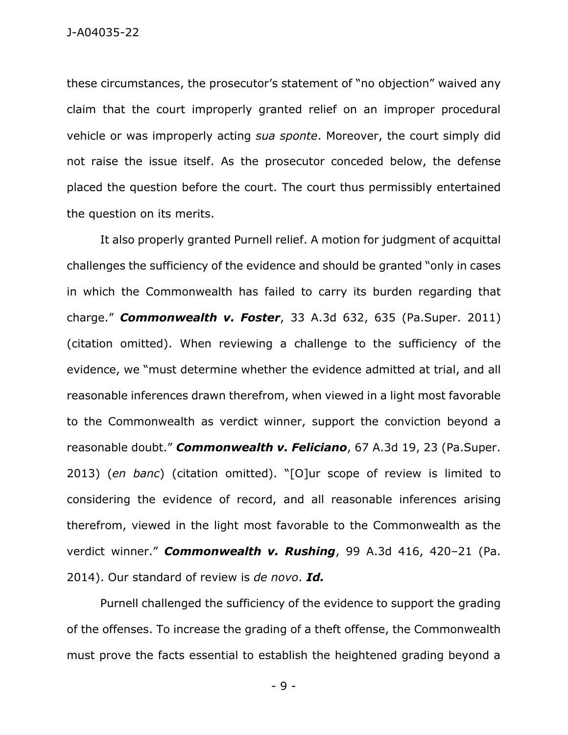these circumstances, the prosecutor's statement of "no objection" waived any claim that the court improperly granted relief on an improper procedural vehicle or was improperly acting *sua sponte*. Moreover, the court simply did not raise the issue itself. As the prosecutor conceded below, the defense placed the question before the court. The court thus permissibly entertained the question on its merits.

It also properly granted Purnell relief. A motion for judgment of acquittal challenges the sufficiency of the evidence and should be granted "only in cases in which the Commonwealth has failed to carry its burden regarding that charge." ***Commonwealth v. Foster***, 33 A.3d 632, 635 (Pa.Super. 2011) (citation omitted). When reviewing a challenge to the sufficiency of the evidence, we "must determine whether the evidence admitted at trial, and all reasonable inferences drawn therefrom, when viewed in a light most favorable to the Commonwealth as verdict winner, support the conviction beyond a reasonable doubt." ***Commonwealth v. Feliciano***, 67 A.3d 19, 23 (Pa.Super. 2013) (*en banc*) (citation omitted). "[O]ur scope of review is limited to considering the evidence of record, and all reasonable inferences arising therefrom, viewed in the light most favorable to the Commonwealth as the verdict winner." ***Commonwealth v. Rushing***, 99 A.3d 416, 420–21 (Pa. 2014). Our standard of review is *de novo*. ***Id.***

Purnell challenged the sufficiency of the evidence to support the grading of the offenses. To increase the grading of a theft offense, the Commonwealth must prove the facts essential to establish the heightened grading beyond a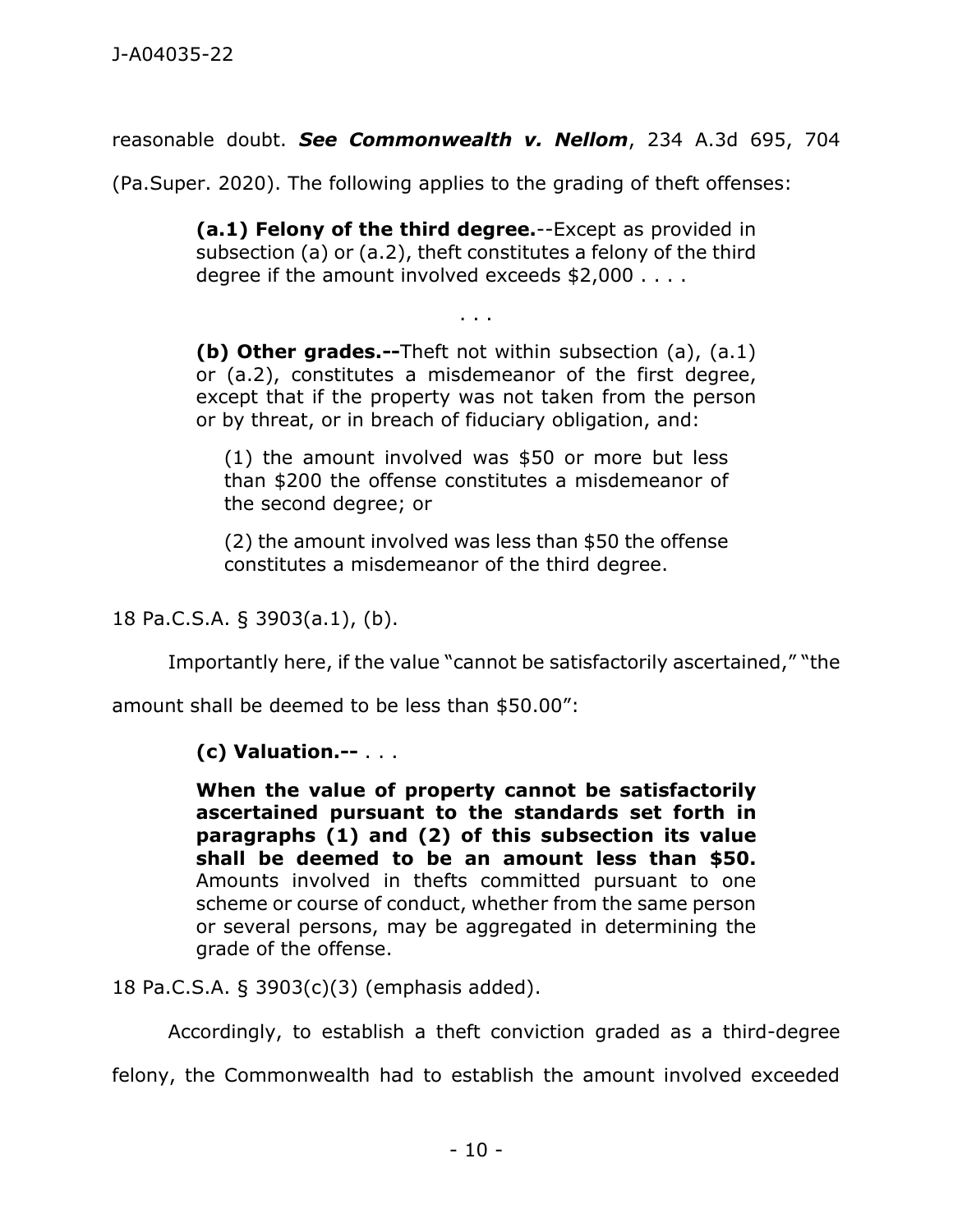reasonable doubt. ***See Commonwealth v. Nellom***, 234 A.3d 695, 704 (Pa.Super. 2020). The following applies to the grading of theft offenses:

> **(a.1) Felony of the third degree.**--Except as provided in subsection (a) or (a.2), theft constitutes a felony of the third degree if the amount involved exceeds $2,000 . . . .
>
> . . .
>
> **(b) Other grades.--**Theft not within subsection (a), (a.1) or (a.2), constitutes a misdemeanor of the first degree, except that if the property was not taken from the person or by threat, or in breach of fiduciary obligation, and:
>
> > (1) the amount involved was $50 or more but less than $200 the offense constitutes a misdemeanor of the second degree; or
> >
> > (2) the amount involved was less than $50 the offense constitutes a misdemeanor of the third degree.

18 Pa.C.S.A. § 3903(a.1), (b).

Importantly here, if the value "cannot be satisfactorily ascertained," "the amount shall be deemed to be less than $50.00":

> **(c) Valuation.--** . . .
>
> **When the value of property cannot be satisfactorily ascertained pursuant to the standards set forth in paragraphs (1) and (2) of this subsection its value shall be deemed to be an amount less than $50.** Amounts involved in thefts committed pursuant to one scheme or course of conduct, whether from the same person or several persons, may be aggregated in determining the grade of the offense.

18 Pa.C.S.A. § 3903(c)(3) (emphasis added).

Accordingly, to establish a theft conviction graded as a third-degree felony, the Commonwealth had to establish the amount involved exceeded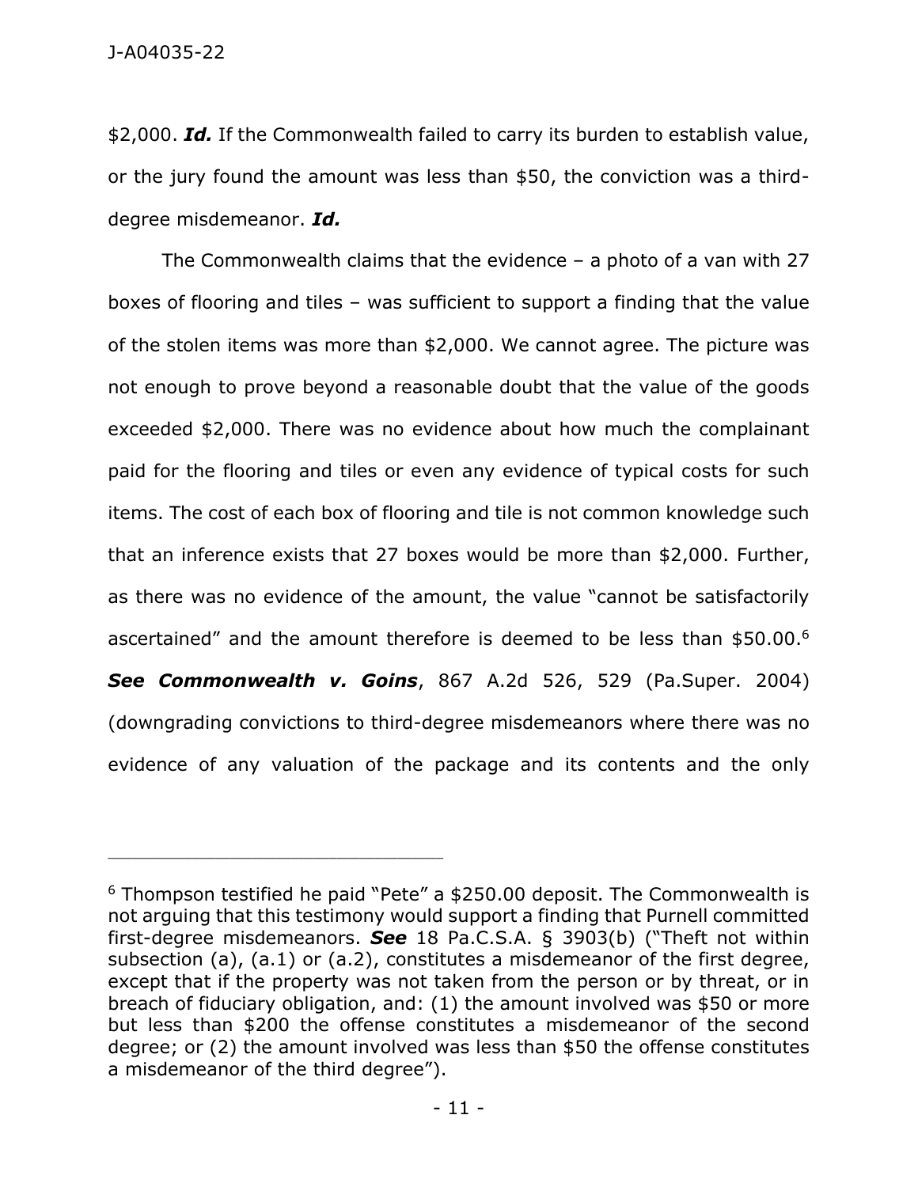$2,000. ***Id.*** If the Commonwealth failed to carry its burden to establish value, or the jury found the amount was less than $50, the conviction was a third-degree misdemeanor. ***Id.***

The Commonwealth claims that the evidence – a photo of a van with 27 boxes of flooring and tiles – was sufficient to support a finding that the value of the stolen items was more than $2,000. We cannot agree. The picture was not enough to prove beyond a reasonable doubt that the value of the goods exceeded $2,000. There was no evidence about how much the complainant paid for the flooring and tiles or even any evidence of typical costs for such items. The cost of each box of flooring and tile is not common knowledge such that an inference exists that 27 boxes would be more than $2,000. Further, as there was no evidence of the amount, the value "cannot be satisfactorily ascertained" and the amount therefore is deemed to be less than $50.00.[6] ***See Commonwealth v. Goins***, 867 A.2d 526, 529 (Pa.Super. 2004) (downgrading convictions to third-degree misdemeanors where there was no evidence of any valuation of the package and its contents and the only

---

[6] Thompson testified he paid "Pete" a $250.00 deposit. The Commonwealth is not arguing that this testimony would support a finding that Purnell committed first-degree misdemeanors. ***See*** 18 Pa.C.S.A. § 3903(b) ("Theft not within subsection (a), (a.1) or (a.2), constitutes a misdemeanor of the first degree, except that if the property was not taken from the person or by threat, or in breach of fiduciary obligation, and: (1) the amount involved was $50 or more but less than $200 the offense constitutes a misdemeanor of the second degree; or (2) the amount involved was less than $50 the offense constitutes a misdemeanor of the third degree").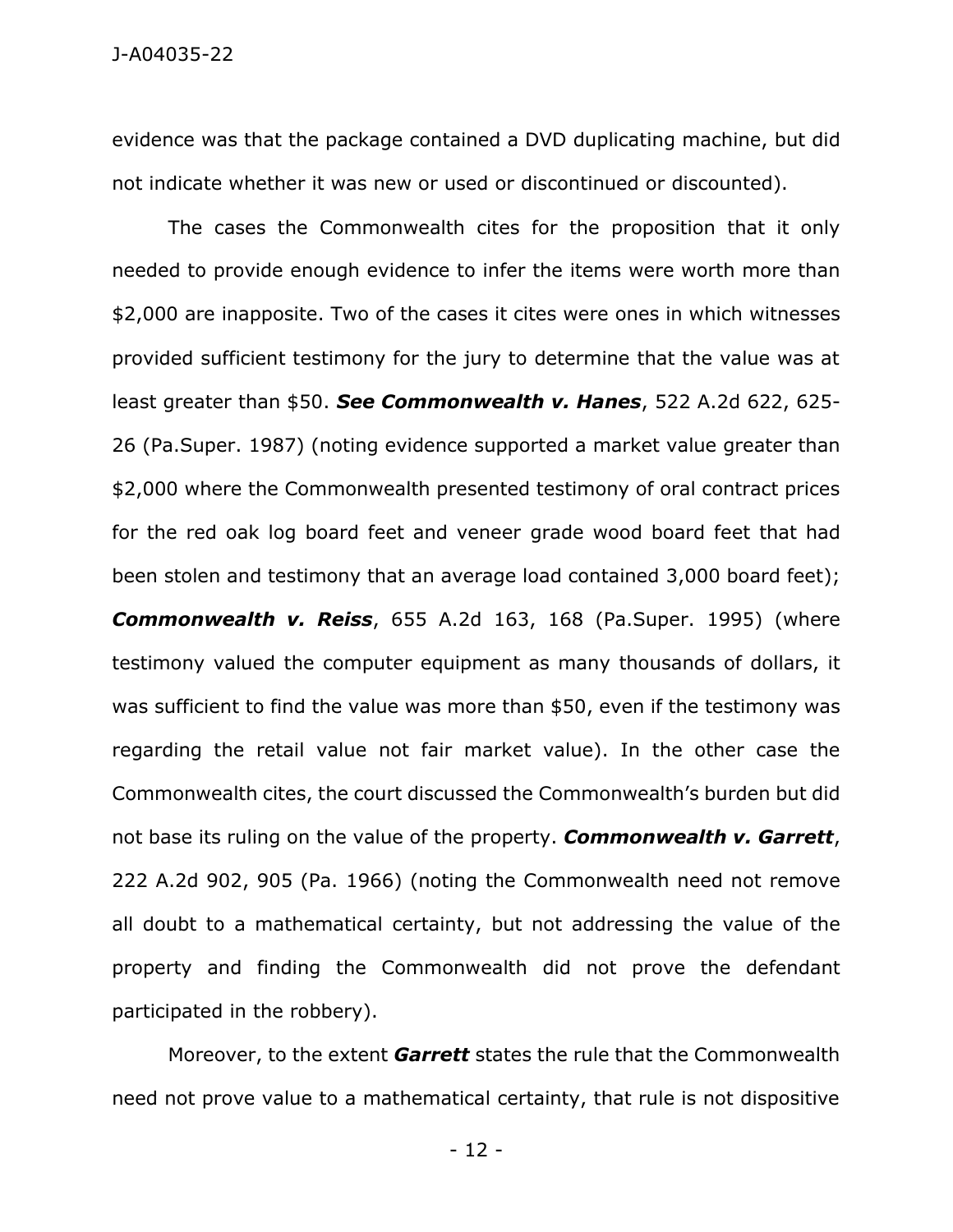evidence was that the package contained a DVD duplicating machine, but did not indicate whether it was new or used or discontinued or discounted).

The cases the Commonwealth cites for the proposition that it only needed to provide enough evidence to infer the items were worth more than $2,000 are inapposite. Two of the cases it cites were ones in which witnesses provided sufficient testimony for the jury to determine that the value was at least greater than $50. ***See Commonwealth v. Hanes***, 522 A.2d 622, 625-26 (Pa.Super. 1987) (noting evidence supported a market value greater than $2,000 where the Commonwealth presented testimony of oral contract prices for the red oak log board feet and veneer grade wood board feet that had been stolen and testimony that an average load contained 3,000 board feet); ***Commonwealth v. Reiss***, 655 A.2d 163, 168 (Pa.Super. 1995) (where testimony valued the computer equipment as many thousands of dollars, it was sufficient to find the value was more than $50, even if the testimony was regarding the retail value not fair market value). In the other case the Commonwealth cites, the court discussed the Commonwealth's burden but did not base its ruling on the value of the property. ***Commonwealth v. Garrett***, 222 A.2d 902, 905 (Pa. 1966) (noting the Commonwealth need not remove all doubt to a mathematical certainty, but not addressing the value of the property and finding the Commonwealth did not prove the defendant participated in the robbery).

Moreover, to the extent ***Garrett*** states the rule that the Commonwealth need not prove value to a mathematical certainty, that rule is not dispositive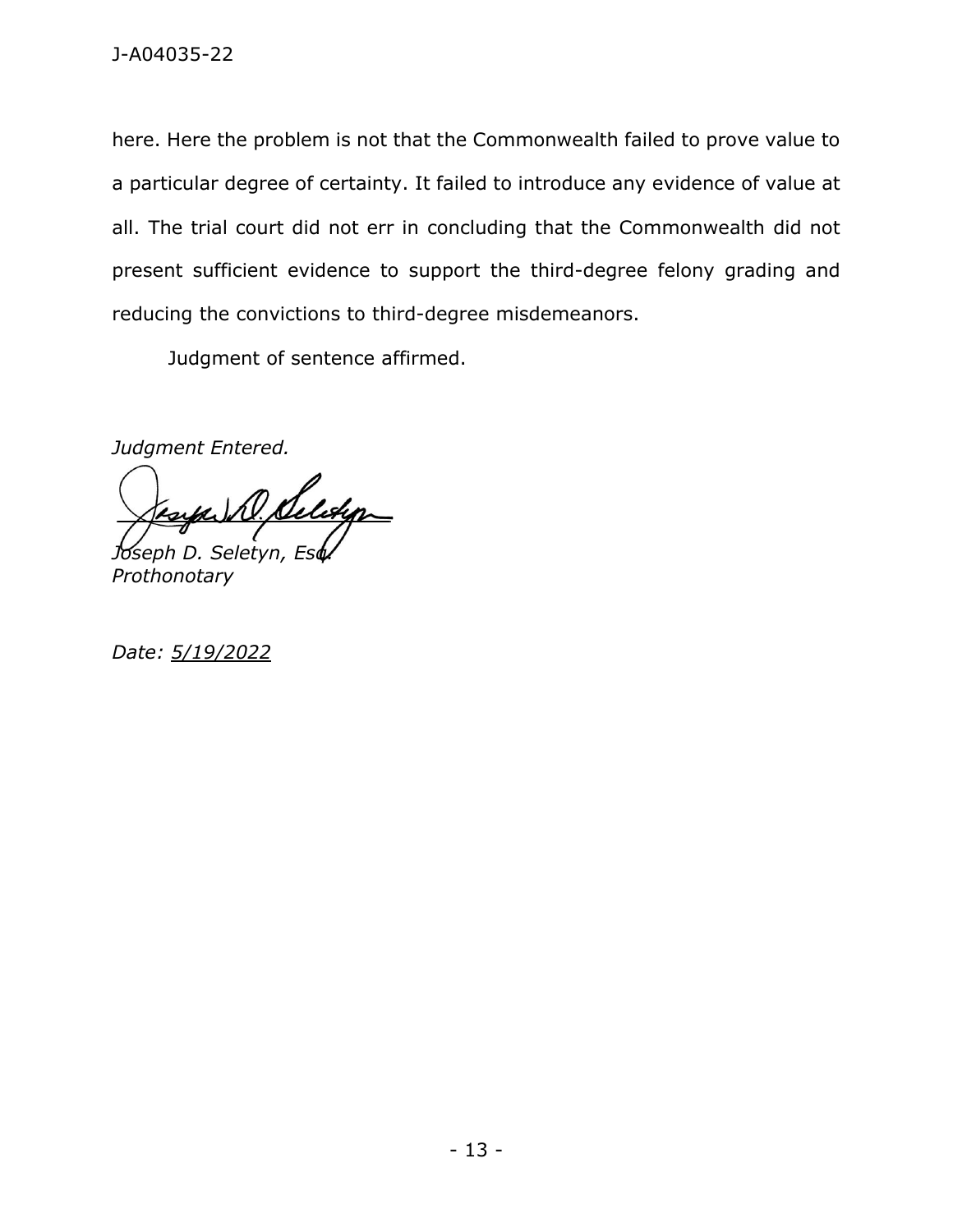here. Here the problem is not that the Commonwealth failed to prove value to a particular degree of certainty. It failed to introduce any evidence of value at all. The trial court did not err in concluding that the Commonwealth did not present sufficient evidence to support the third-degree felony grading and reducing the convictions to third-degree misdemeanors.

Judgment of sentence affirmed.

*Judgment Entered.*

*Joseph D. Seletyn, Esq.*
*Prothonotary*

*Date: 5/19/2022*